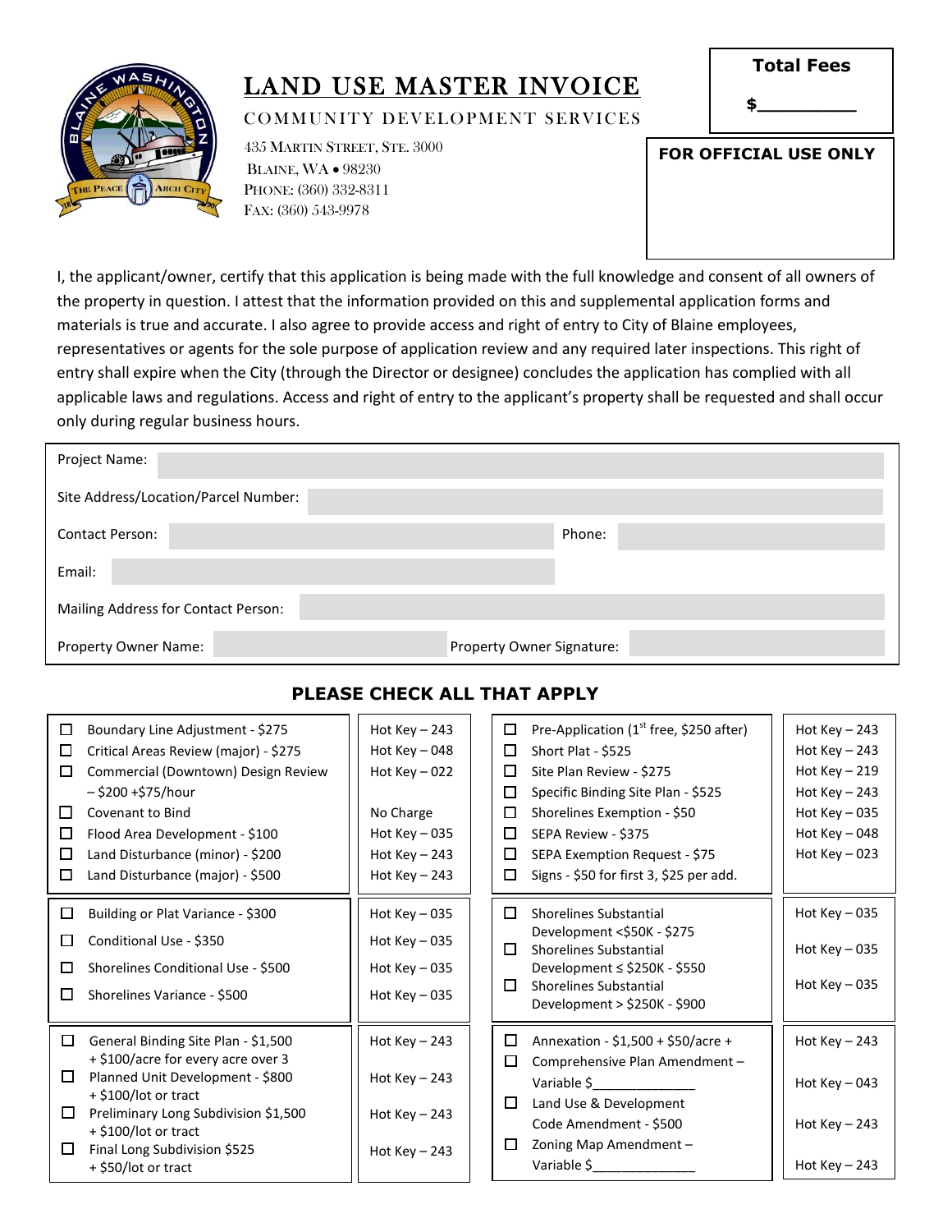# LAND USE MASTER INVOICE

COMMUNITY DEVELOPMENT SERVICES

435 Martin Street, Ste. 3000
Blaine, WA • 98230
Phone: (360) 332-8311
Fax: (360) 543-9978

**Total Fees**

**$_________**

**FOR OFFICIAL USE ONLY**

I, the applicant/owner, certify that this application is being made with the full knowledge and consent of all owners of the property in question. I attest that the information provided on this and supplemental application forms and materials is true and accurate. I also agree to provide access and right of entry to City of Blaine employees, representatives or agents for the sole purpose of application review and any required later inspections. This right of entry shall expire when the City (through the Director or designee) concludes the application has complied with all applicable laws and regulations. Access and right of entry to the applicant's property shall be requested and shall occur only during regular business hours.

| | |
|---|---|
| Project Name: | |
| Site Address/Location/Parcel Number: | |
| Contact Person: | Phone: |
| Email: | |
| Mailing Address for Contact Person: | |
| Property Owner Name: | Property Owner Signature: |

## PLEASE CHECK ALL THAT APPLY

| Item | Hot Key | Item | Hot Key |
|---|---|---|---|
| ☐ Boundary Line Adjustment - $275 | Hot Key – 243 | ☐ Pre-Application (1st free, $250 after) | Hot Key – 243 |
| ☐ Critical Areas Review (major) - $275 | Hot Key – 048 | ☐ Short Plat - $525 | Hot Key – 243 |
| ☐ Commercial (Downtown) Design Review – $200 +$75/hour | Hot Key – 022 | ☐ Site Plan Review - $275 | Hot Key – 219 |
| | | ☐ Specific Binding Site Plan - $525 | Hot Key – 243 |
| ☐ Covenant to Bind | No Charge | ☐ Shorelines Exemption - $50 | Hot Key – 035 |
| ☐ Flood Area Development - $100 | Hot Key – 035 | ☐ SEPA Review - $375 | Hot Key – 048 |
| ☐ Land Disturbance (minor) - $200 | Hot Key – 243 | ☐ SEPA Exemption Request - $75 | Hot Key – 023 |
| ☐ Land Disturbance (major) - $500 | Hot Key – 243 | ☐ Signs - $50 for first 3, $25 per add. | |
| ☐ Building or Plat Variance - $300 | Hot Key – 035 | ☐ Shorelines Substantial Development <$50K - $275 | Hot Key – 035 |
| ☐ Conditional Use - $350 | Hot Key – 035 | ☐ Shorelines Substantial Development ≤ $250K - $550 | Hot Key – 035 |
| ☐ Shorelines Conditional Use - $500 | Hot Key – 035 | ☐ Shorelines Substantial Development > $250K - $900 | Hot Key – 035 |
| ☐ Shorelines Variance - $500 | Hot Key – 035 | | |
| ☐ General Binding Site Plan - $1,500 + $100/acre for every acre over 3 | Hot Key – 243 | ☐ Annexation - $1,500 + $50/acre + | Hot Key – 243 |
| ☐ Planned Unit Development - $800 + $100/lot or tract | Hot Key – 243 | ☐ Comprehensive Plan Amendment – Variable $______________ | Hot Key – 043 |
| ☐ Preliminary Long Subdivision $1,500 + $100/lot or tract | Hot Key – 243 | ☐ Land Use & Development Code Amendment - $500 | Hot Key – 243 |
| ☐ Final Long Subdivision $525 + $50/lot or tract | Hot Key – 243 | ☐ Zoning Map Amendment – Variable $______________ | Hot Key – 243 |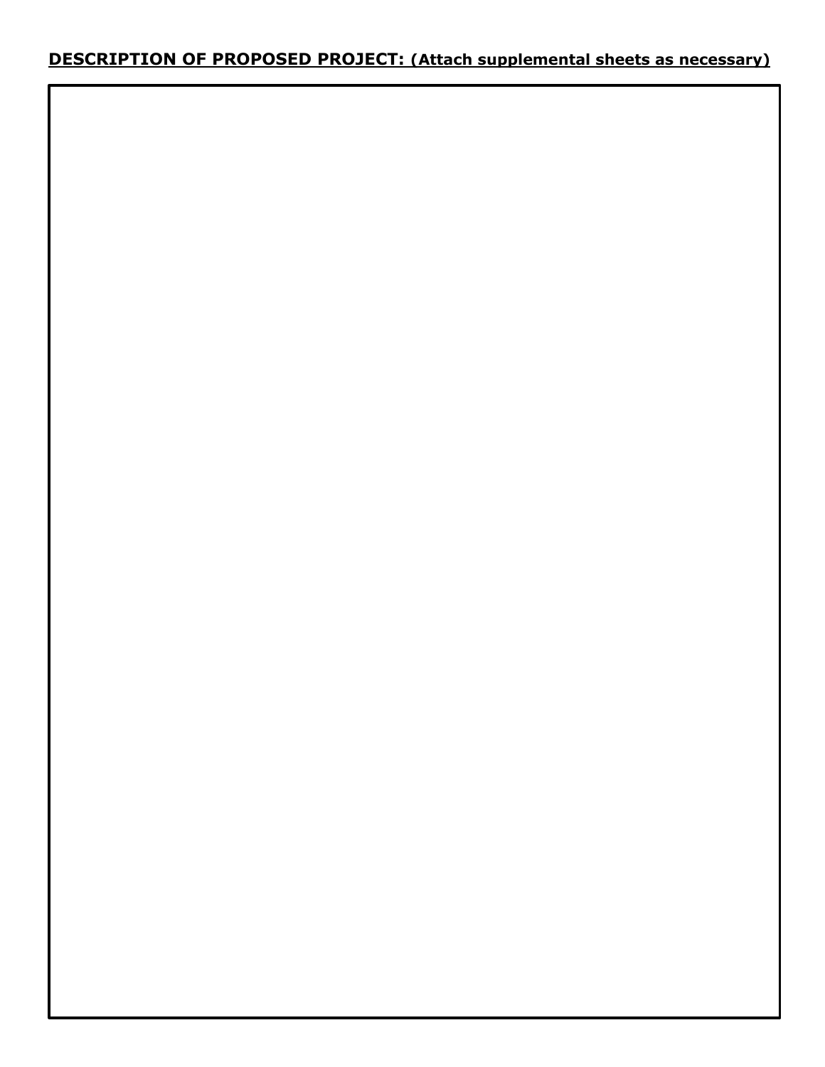**DESCRIPTION OF PROPOSED PROJECT: (Attach supplemental sheets as necessary)**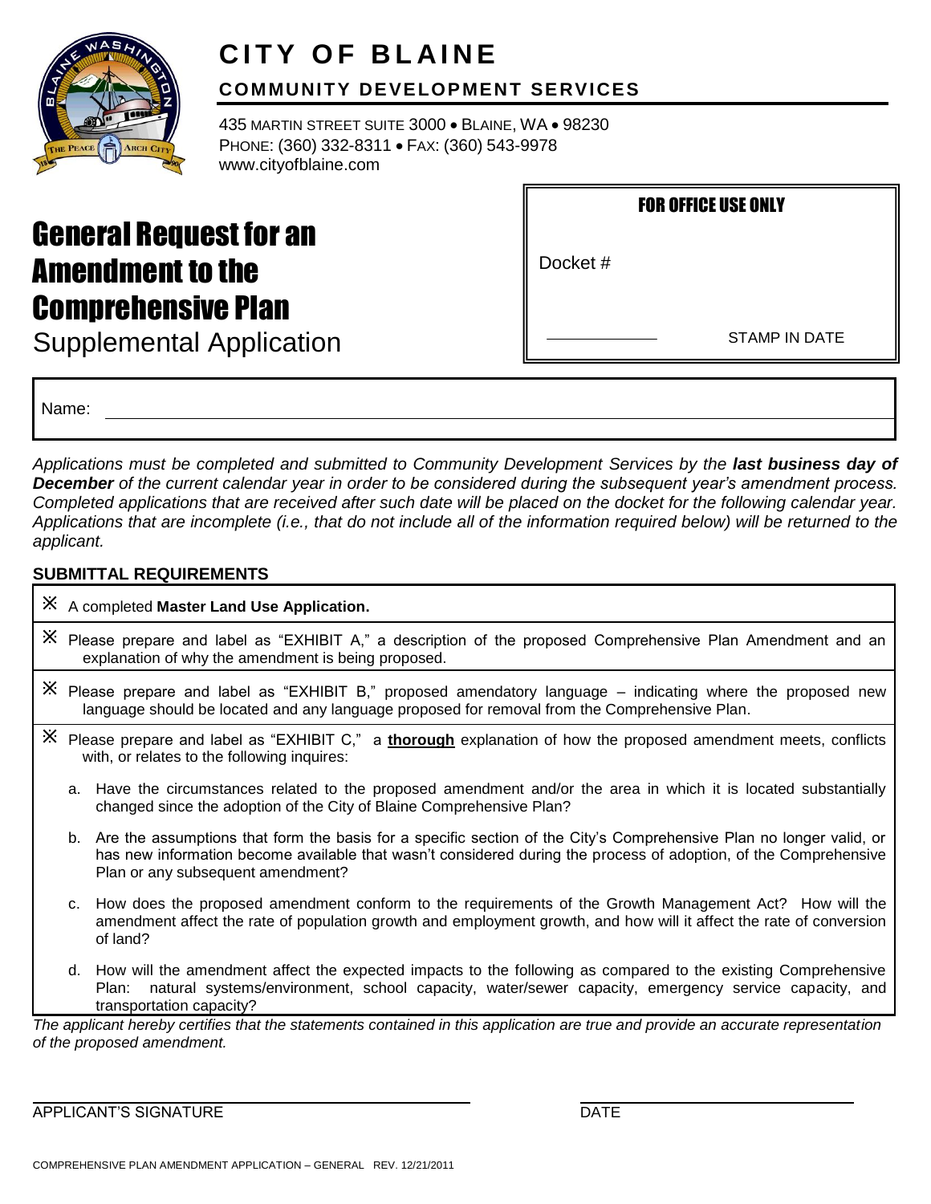# CITY OF BLAINE

## COMMUNITY DEVELOPMENT SERVICES

435 MARTIN STREET SUITE 3000 • BLAINE, WA • 98230
PHONE: (360) 332-8311 • FAX: (360) 543-9978
www.cityofblaine.com

# General Request for an Amendment to the Comprehensive Plan

Supplemental Application

**FOR OFFICE USE ONLY**

Docket #

______________ STAMP IN DATE

Name: ______________________________________________

*Applications must be completed and submitted to Community Development Services by the* ***last business day of December*** *of the current calendar year in order to be considered during the subsequent year's amendment process. Completed applications that are received after such date will be placed on the docket for the following calendar year. Applications that are incomplete (i.e., that do not include all of the information required below) will be returned to the applicant.*

**SUBMITTAL REQUIREMENTS**

- ☒ A completed **Master Land Use Application.**
- ☒ Please prepare and label as "EXHIBIT A," a description of the proposed Comprehensive Plan Amendment and an explanation of why the amendment is being proposed.
- ☒ Please prepare and label as "EXHIBIT B," proposed amendatory language – indicating where the proposed new language should be located and any language proposed for removal from the Comprehensive Plan.
- ☒ Please prepare and label as "EXHIBIT C," a **thorough** explanation of how the proposed amendment meets, conflicts with, or relates to the following inquires:
  a. Have the circumstances related to the proposed amendment and/or the area in which it is located substantially changed since the adoption of the City of Blaine Comprehensive Plan?
  b. Are the assumptions that form the basis for a specific section of the City's Comprehensive Plan no longer valid, or has new information become available that wasn't considered during the process of adoption, of the Comprehensive Plan or any subsequent amendment?
  c. How does the proposed amendment conform to the requirements of the Growth Management Act? How will the amendment affect the rate of population growth and employment growth, and how will it affect the rate of conversion of land?
  d. How will the amendment affect the expected impacts to the following as compared to the existing Comprehensive Plan: natural systems/environment, school capacity, water/sewer capacity, emergency service capacity, and transportation capacity?

*The applicant hereby certifies that the statements contained in this application are true and provide an accurate representation of the proposed amendment.*

______________________________ ______________________
APPLICANT'S SIGNATURE DATE

COMPREHENSIVE PLAN AMENDMENT APPLICATION – GENERAL REV. 12/21/2011